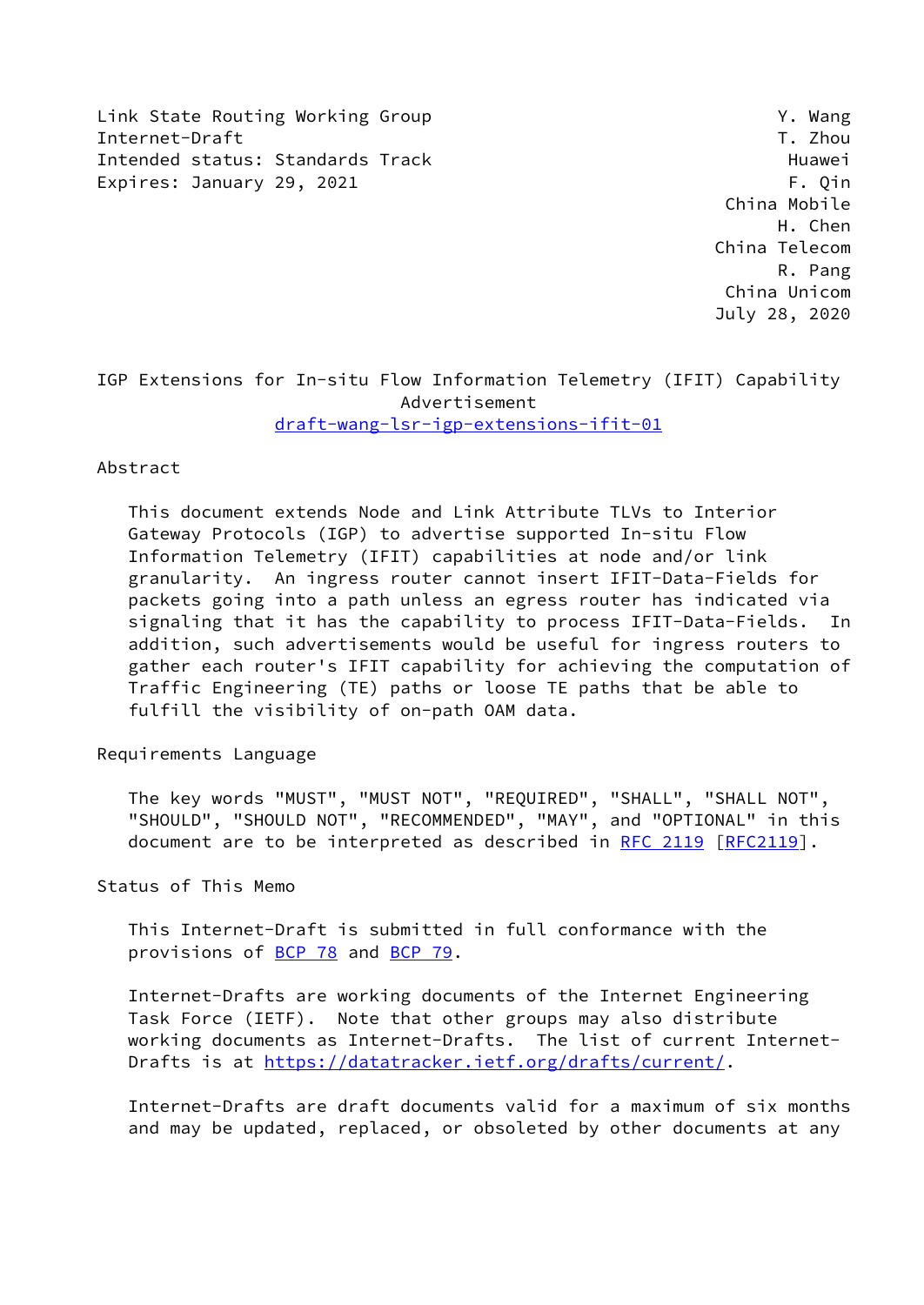Link State Routing Working Group Y. Wang
Internet-Draft T. Zhou
Intended status: Standards Track Huawei
Expires: January 29, 2021 F. Qin
China Mobile
H. Chen
China Telecom
R. Pang
China Unicom
July 28, 2020

# IGP Extensions for In-situ Flow Information Telemetry (IFIT) Capability Advertisement

draft-wang-lsr-igp-extensions-ifit-01

## Abstract

This document extends Node and Link Attribute TLVs to Interior Gateway Protocols (IGP) to advertise supported In-situ Flow Information Telemetry (IFIT) capabilities at node and/or link granularity. An ingress router cannot insert IFIT-Data-Fields for packets going into a path unless an egress router has indicated via signaling that it has the capability to process IFIT-Data-Fields. In addition, such advertisements would be useful for ingress routers to gather each router's IFIT capability for achieving the computation of Traffic Engineering (TE) paths or loose TE paths that be able to fulfill the visibility of on-path OAM data.

## Requirements Language

The key words "MUST", "MUST NOT", "REQUIRED", "SHALL", "SHALL NOT", "SHOULD", "SHOULD NOT", "RECOMMENDED", "MAY", and "OPTIONAL" in this document are to be interpreted as described in RFC 2119 [RFC2119].

## Status of This Memo

This Internet-Draft is submitted in full conformance with the provisions of BCP 78 and BCP 79.

Internet-Drafts are working documents of the Internet Engineering Task Force (IETF). Note that other groups may also distribute working documents as Internet-Drafts. The list of current Internet-Drafts is at https://datatracker.ietf.org/drafts/current/.

Internet-Drafts are draft documents valid for a maximum of six months and may be updated, replaced, or obsoleted by other documents at any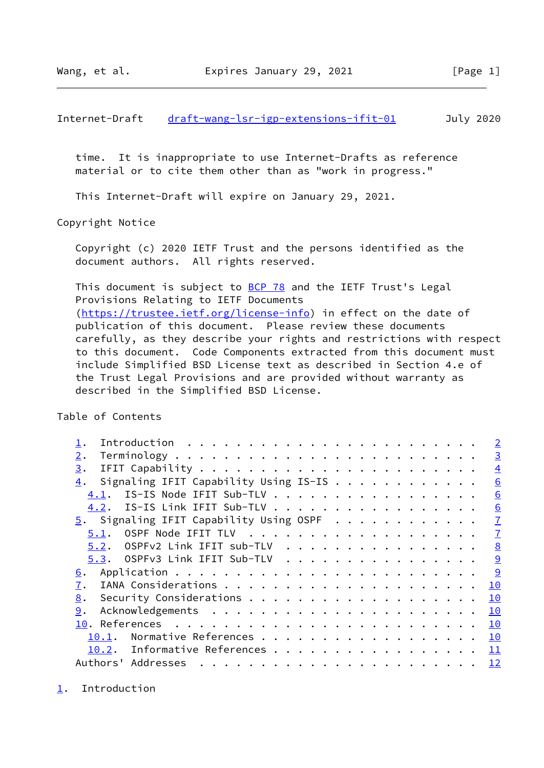time. It is inappropriate to use Internet-Drafts as reference material or to cite them other than as "work in progress."

This Internet-Draft will expire on January 29, 2021.

## Copyright Notice

Copyright (c) 2020 IETF Trust and the persons identified as the document authors. All rights reserved.

This document is subject to BCP 78 and the IETF Trust's Legal Provisions Relating to IETF Documents (https://trustee.ietf.org/license-info) in effect on the date of publication of this document. Please review these documents carefully, as they describe your rights and restrictions with respect to this document. Code Components extracted from this document must include Simplified BSD License text as described in Section 4.e of the Trust Legal Provisions and are provided without warranty as described in the Simplified BSD License.

## Table of Contents

```
   1.  Introduction . . . . . . . . . . . . . . . . . . . . . . . .   2
   2.  Terminology . . . . . . . . . . . . . . . . . . . . . . . . .   3
   3.  IFIT Capability . . . . . . . . . . . . . . . . . . . . . . .   4
   4.  Signaling IFIT Capability Using IS-IS . . . . . . . . . . . .   6
     4.1.  IS-IS Node IFIT Sub-TLV . . . . . . . . . . . . . . . . .   6
     4.2.  IS-IS Link IFIT Sub-TLV . . . . . . . . . . . . . . . . .   6
   5.  Signaling IFIT Capability Using OSPF  . . . . . . . . . . . .   7
     5.1.  OSPF Node IFIT TLV  . . . . . . . . . . . . . . . . . . .   7
     5.2.  OSPFv2 Link IFIT sub-TLV  . . . . . . . . . . . . . . . .   8
     5.3.  OSPFv3 Link IFIT Sub-TLV  . . . . . . . . . . . . . . . .   9
   6.  Application . . . . . . . . . . . . . . . . . . . . . . . . .   9
   7.  IANA Considerations . . . . . . . . . . . . . . . . . . . . .  10
   8.  Security Considerations . . . . . . . . . . . . . . . . . . .  10
   9.  Acknowledgements  . . . . . . . . . . . . . . . . . . . . . .  10
   10. References  . . . . . . . . . . . . . . . . . . . . . . . . .  10
     10.1.  Normative References . . . . . . . . . . . . . . . . . .  10
     10.2.  Informative References . . . . . . . . . . . . . . . . .  11
   Authors' Addresses  . . . . . . . . . . . . . . . . . . . . . . .  12
```

## 1. Introduction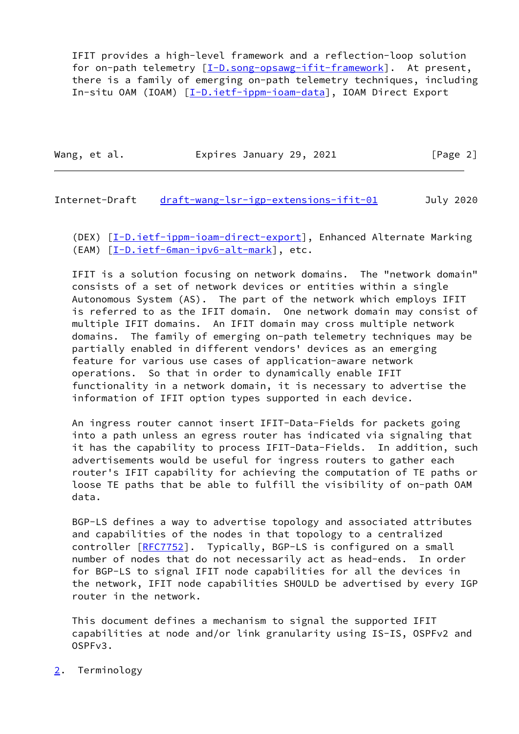IFIT provides a high-level framework and a reflection-loop solution for on-path telemetry [I-D.song-opsawg-ifit-framework]. At present, there is a family of emerging on-path telemetry techniques, including In-situ OAM (IOAM) [I-D.ietf-ippm-ioam-data], IOAM Direct Export (DEX) [I-D.ietf-ippm-ioam-direct-export], Enhanced Alternate Marking (EAM) [I-D.ietf-6man-ipv6-alt-mark], etc.

IFIT is a solution focusing on network domains. The "network domain" consists of a set of network devices or entities within a single Autonomous System (AS). The part of the network which employs IFIT is referred to as the IFIT domain. One network domain may consist of multiple IFIT domains. An IFIT domain may cross multiple network domains. The family of emerging on-path telemetry techniques may be partially enabled in different vendors' devices as an emerging feature for various use cases of application-aware network operations. So that in order to dynamically enable IFIT functionality in a network domain, it is necessary to advertise the information of IFIT option types supported in each device.

An ingress router cannot insert IFIT-Data-Fields for packets going into a path unless an egress router has indicated via signaling that it has the capability to process IFIT-Data-Fields. In addition, such advertisements would be useful for ingress routers to gather each router's IFIT capability for achieving the computation of TE paths or loose TE paths that be able to fulfill the visibility of on-path OAM data.

BGP-LS defines a way to advertise topology and associated attributes and capabilities of the nodes in that topology to a centralized controller [RFC7752]. Typically, BGP-LS is configured on a small number of nodes that do not necessarily act as head-ends. In order for BGP-LS to signal IFIT node capabilities for all the devices in the network, IFIT node capabilities SHOULD be advertised by every IGP router in the network.

This document defines a mechanism to signal the supported IFIT capabilities at node and/or link granularity using IS-IS, OSPFv2 and OSPFv3.

## 2. Terminology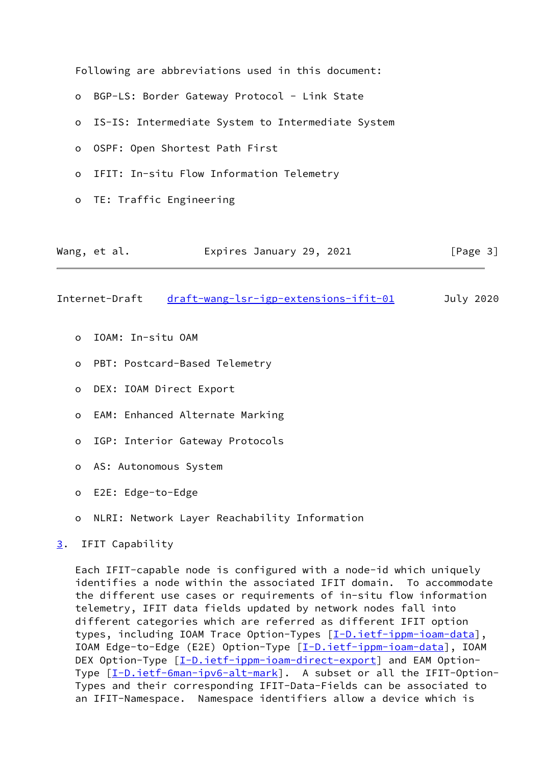Following are abbreviations used in this document:

- BGP-LS: Border Gateway Protocol - Link State
- IS-IS: Intermediate System to Intermediate System
- OSPF: Open Shortest Path First
- IFIT: In-situ Flow Information Telemetry
- TE: Traffic Engineering
- IOAM: In-situ OAM
- PBT: Postcard-Based Telemetry
- DEX: IOAM Direct Export
- EAM: Enhanced Alternate Marking
- IGP: Interior Gateway Protocols
- AS: Autonomous System
- E2E: Edge-to-Edge
- NLRI: Network Layer Reachability Information

## 3. IFIT Capability

Each IFIT-capable node is configured with a node-id which uniquely identifies a node within the associated IFIT domain. To accommodate the different use cases or requirements of in-situ flow information telemetry, IFIT data fields updated by network nodes fall into different categories which are referred as different IFIT option types, including IOAM Trace Option-Types [I-D.ietf-ippm-ioam-data], IOAM Edge-to-Edge (E2E) Option-Type [I-D.ietf-ippm-ioam-data], IOAM DEX Option-Type [I-D.ietf-ippm-ioam-direct-export] and EAM Option-Type [I-D.ietf-6man-ipv6-alt-mark]. A subset or all the IFIT-Option-Types and their corresponding IFIT-Data-Fields can be associated to an IFIT-Namespace. Namespace identifiers allow a device which is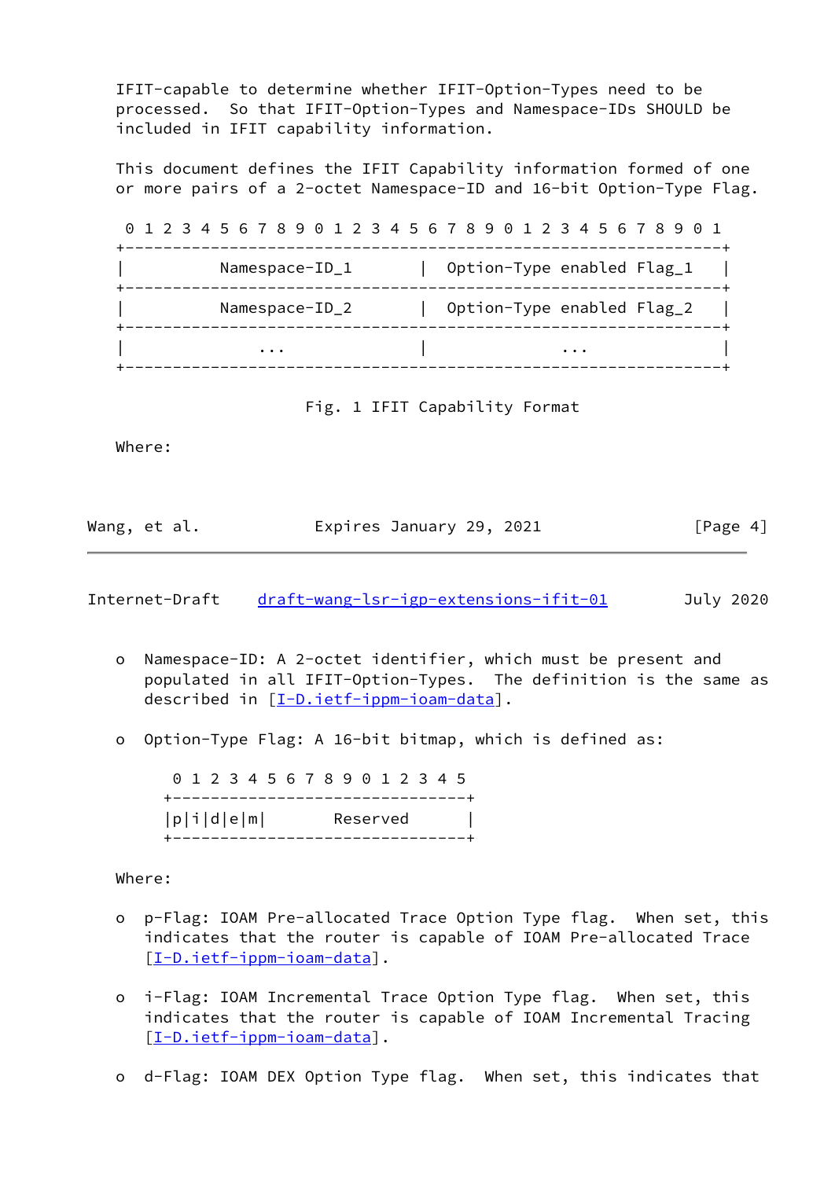IFIT-capable to determine whether IFIT-Option-Types need to be processed. So that IFIT-Option-Types and Namespace-IDs SHOULD be included in IFIT capability information.

This document defines the IFIT Capability information formed of one or more pairs of a 2-octet Namespace-ID and 16-bit Option-Type Flag.

```
 0 1 2 3 4 5 6 7 8 9 0 1 2 3 4 5 6 7 8 9 0 1 2 3 4 5 6 7 8 9 0 1
+----------------------------------------------------------------+
|          Namespace-ID_1         |  Option-Type enabled Flag_1   |
+----------------------------------------------------------------+
|          Namespace-ID_2         |  Option-Type enabled Flag_2   |
+----------------------------------------------------------------+
|              ...                |              ...              |
+----------------------------------------------------------------+
```

Fig. 1 IFIT Capability Format

Where:

- Namespace-ID: A 2-octet identifier, which must be present and populated in all IFIT-Option-Types. The definition is the same as described in [I-D.ietf-ippm-ioam-data].

- Option-Type Flag: A 16-bit bitmap, which is defined as:

```
 0 1 2 3 4 5 6 7 8 9 0 1 2 3 4 5
+-------------------------------+
|p|i|d|e|m|       Reserved      |
+-------------------------------+
```

Where:

- p-Flag: IOAM Pre-allocated Trace Option Type flag. When set, this indicates that the router is capable of IOAM Pre-allocated Trace [I-D.ietf-ippm-ioam-data].

- i-Flag: IOAM Incremental Trace Option Type flag. When set, this indicates that the router is capable of IOAM Incremental Tracing [I-D.ietf-ippm-ioam-data].

- d-Flag: IOAM DEX Option Type flag. When set, this indicates that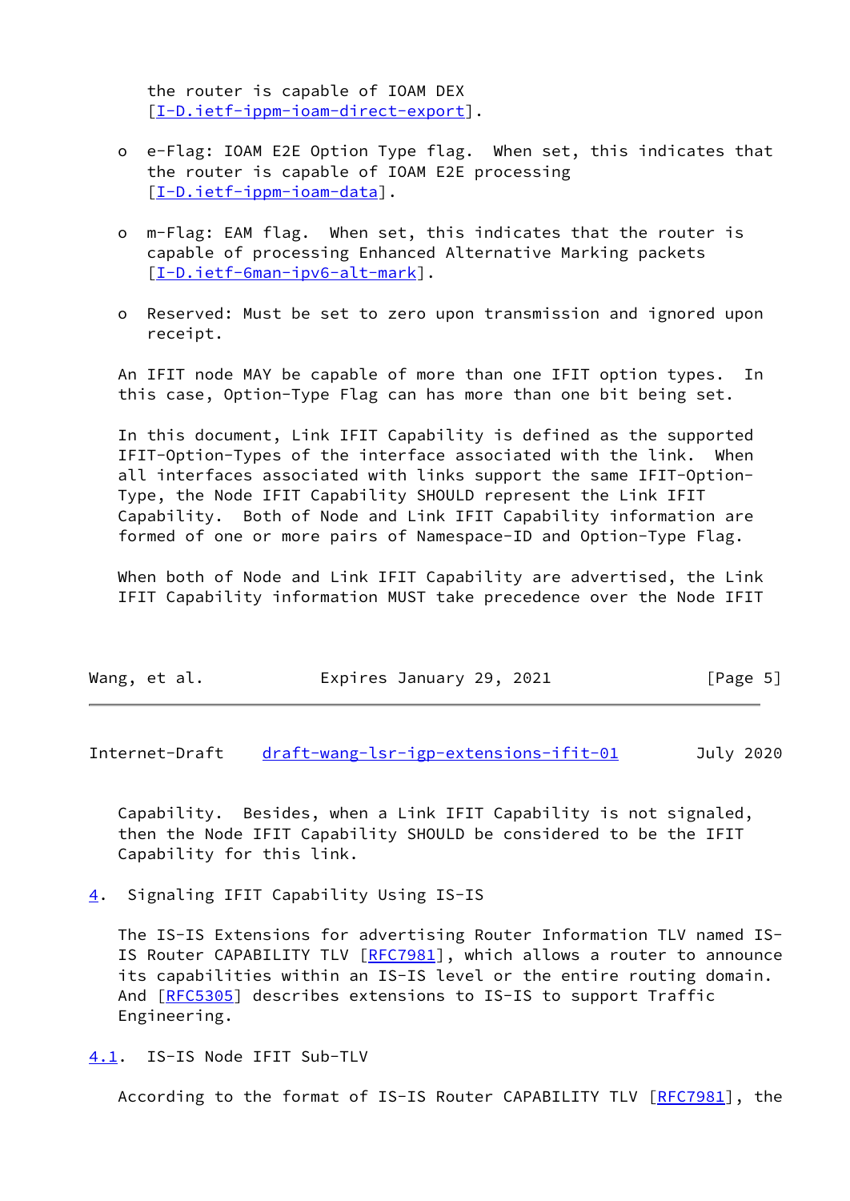the router is capable of IOAM DEX [I-D.ietf-ippm-ioam-direct-export].

- e-Flag: IOAM E2E Option Type flag. When set, this indicates that the router is capable of IOAM E2E processing [I-D.ietf-ippm-ioam-data].

- m-Flag: EAM flag. When set, this indicates that the router is capable of processing Enhanced Alternative Marking packets [I-D.ietf-6man-ipv6-alt-mark].

- Reserved: Must be set to zero upon transmission and ignored upon receipt.

An IFIT node MAY be capable of more than one IFIT option types. In this case, Option-Type Flag can has more than one bit being set.

In this document, Link IFIT Capability is defined as the supported IFIT-Option-Types of the interface associated with the link. When all interfaces associated with links support the same IFIT-Option-Type, the Node IFIT Capability SHOULD represent the Link IFIT Capability. Both of Node and Link IFIT Capability information are formed of one or more pairs of Namespace-ID and Option-Type Flag.

When both of Node and Link IFIT Capability are advertised, the Link IFIT Capability information MUST take precedence over the Node IFIT Capability. Besides, when a Link IFIT Capability is not signaled, then the Node IFIT Capability SHOULD be considered to be the IFIT Capability for this link.

## 4. Signaling IFIT Capability Using IS-IS

The IS-IS Extensions for advertising Router Information TLV named IS-IS Router CAPABILITY TLV [RFC7981], which allows a router to announce its capabilities within an IS-IS level or the entire routing domain. And [RFC5305] describes extensions to IS-IS to support Traffic Engineering.

### 4.1. IS-IS Node IFIT Sub-TLV

According to the format of IS-IS Router CAPABILITY TLV [RFC7981], the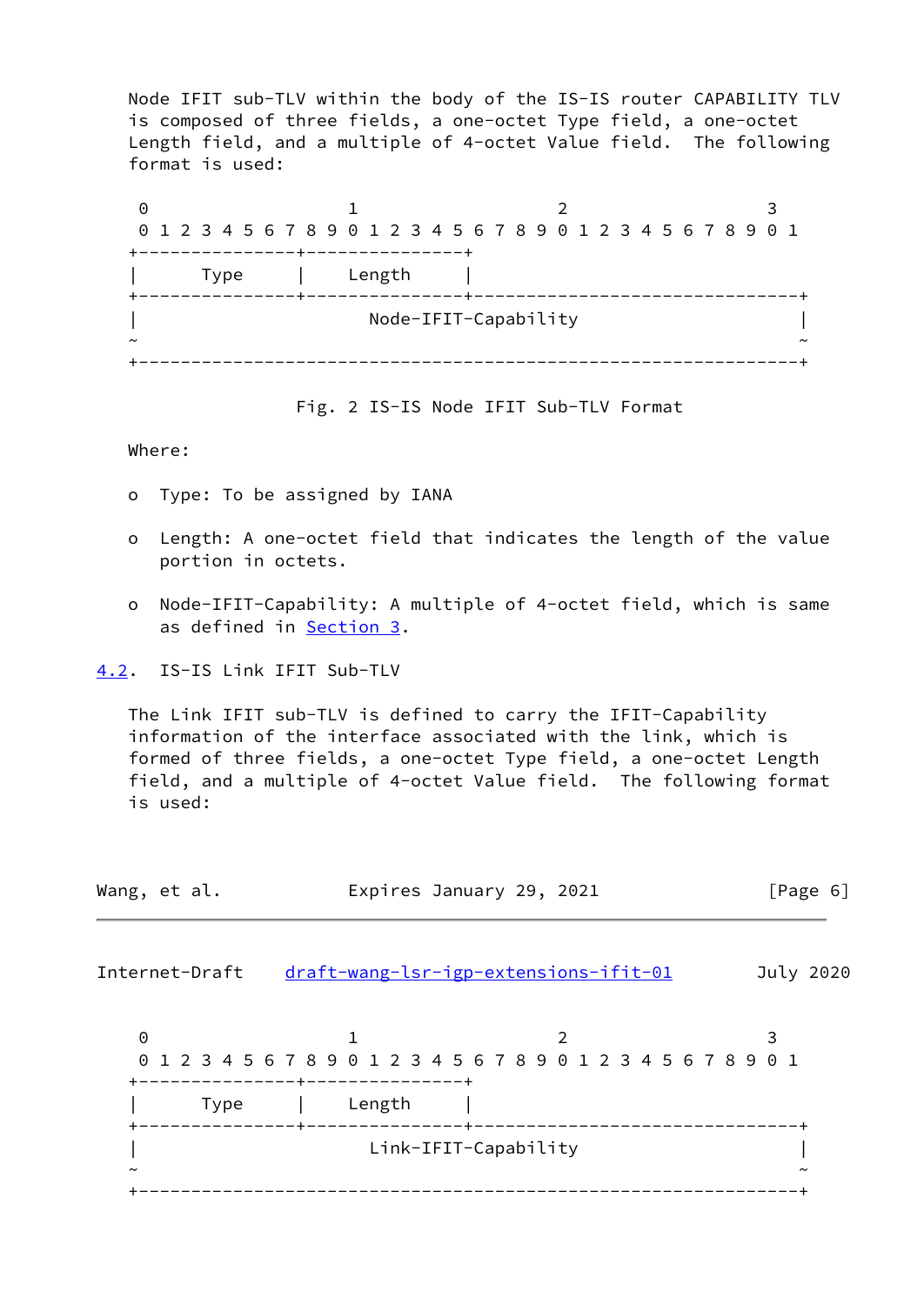Node IFIT sub-TLV within the body of the IS-IS router CAPABILITY TLV is composed of three fields, a one-octet Type field, a one-octet Length field, and a multiple of 4-octet Value field. The following format is used:

```
 0                   1                   2                   3
 0 1 2 3 4 5 6 7 8 9 0 1 2 3 4 5 6 7 8 9 0 1 2 3 4 5 6 7 8 9 0 1
+---------------+---------------+
|     Type      |    Length     |
+---------------+---------------+-------------------------------+
|                      Node-IFIT-Capability                     |
~                                                               ~
+---------------------------------------------------------------+
```

Fig. 2 IS-IS Node IFIT Sub-TLV Format

Where:

- Type: To be assigned by IANA
- Length: A one-octet field that indicates the length of the value portion in octets.
- Node-IFIT-Capability: A multiple of 4-octet field, which is same as defined in Section 3.

## 4.2. IS-IS Link IFIT Sub-TLV

The Link IFIT sub-TLV is defined to carry the IFIT-Capability information of the interface associated with the link, which is formed of three fields, a one-octet Type field, a one-octet Length field, and a multiple of 4-octet Value field. The following format is used:

```
 0                   1                   2                   3
 0 1 2 3 4 5 6 7 8 9 0 1 2 3 4 5 6 7 8 9 0 1 2 3 4 5 6 7 8 9 0 1
+---------------+---------------+
|     Type      |    Length     |
+---------------+---------------+-------------------------------+
|                      Link-IFIT-Capability                     |
~                                                               ~
+---------------------------------------------------------------+
```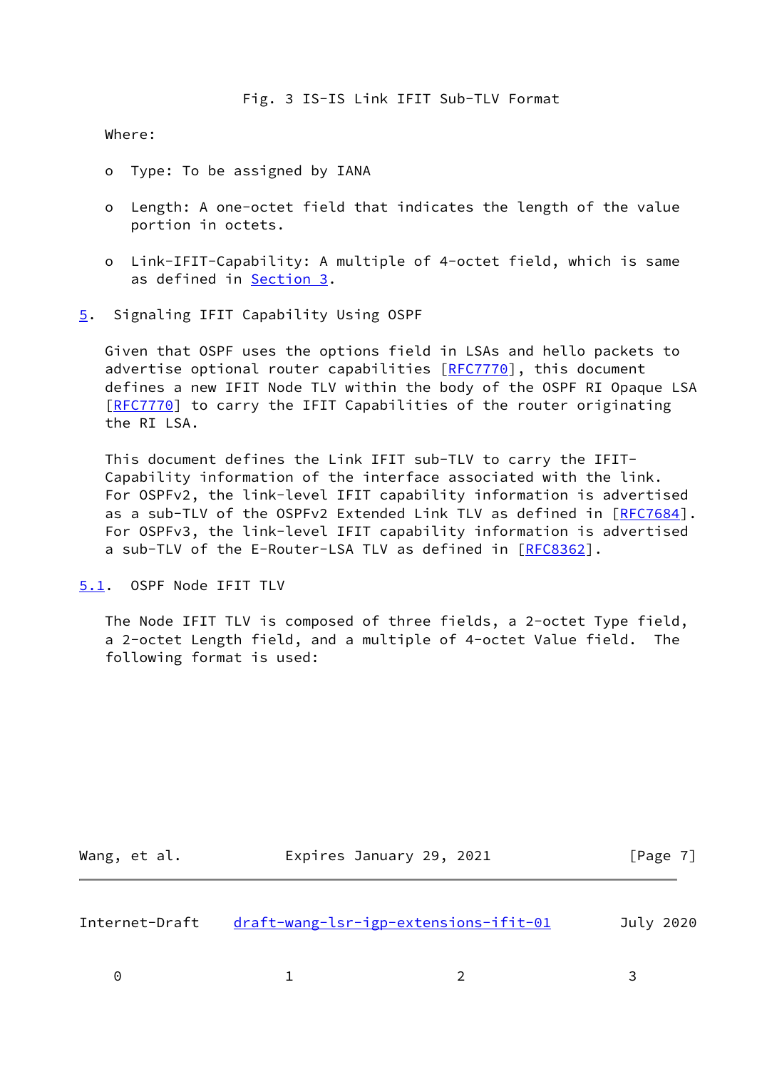Fig. 3 IS-IS Link IFIT Sub-TLV Format

Where:

- Type: To be assigned by IANA

- Length: A one-octet field that indicates the length of the value portion in octets.

- Link-IFIT-Capability: A multiple of 4-octet field, which is same as defined in Section 3.

## 5. Signaling IFIT Capability Using OSPF

Given that OSPF uses the options field in LSAs and hello packets to advertise optional router capabilities [RFC7770], this document defines a new IFIT Node TLV within the body of the OSPF RI Opaque LSA [RFC7770] to carry the IFIT Capabilities of the router originating the RI LSA.

This document defines the Link IFIT sub-TLV to carry the IFIT-Capability information of the interface associated with the link. For OSPFv2, the link-level IFIT capability information is advertised as a sub-TLV of the OSPFv2 Extended Link TLV as defined in [RFC7684]. For OSPFv3, the link-level IFIT capability information is advertised a sub-TLV of the E-Router-LSA TLV as defined in [RFC8362].

### 5.1. OSPF Node IFIT TLV

The Node IFIT TLV is composed of three fields, a 2-octet Type field, a 2-octet Length field, and a multiple of 4-octet Value field. The following format is used:

```
    0                   1                   2                   3
```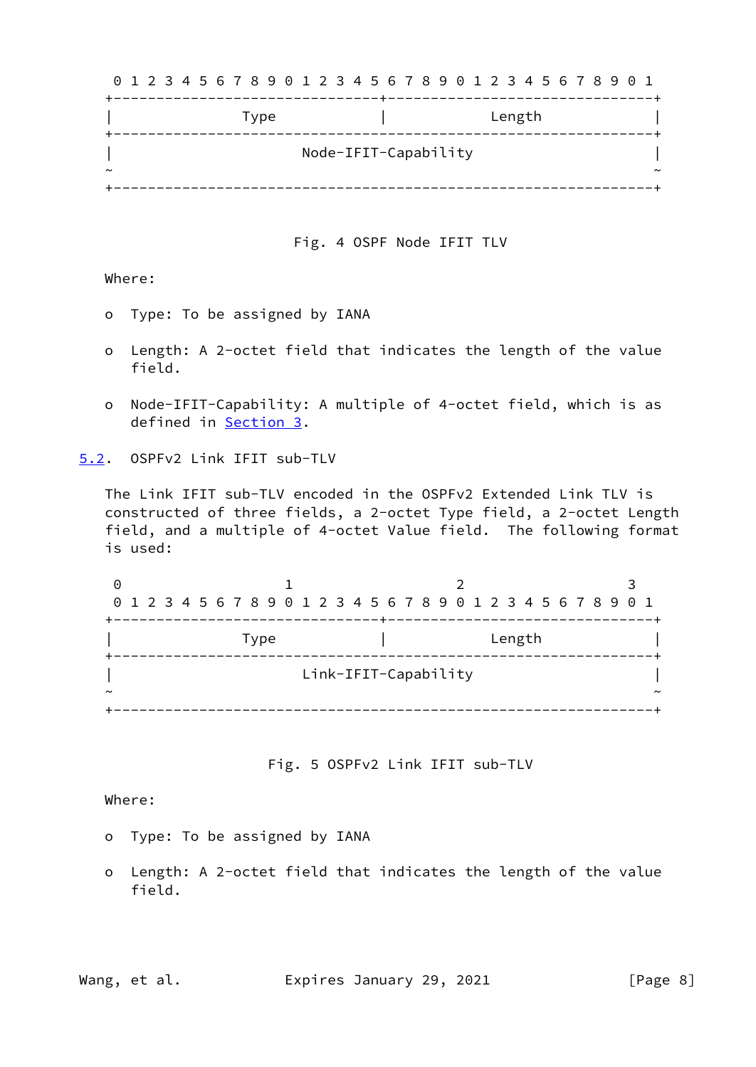```
 0 1 2 3 4 5 6 7 8 9 0 1 2 3 4 5 6 7 8 9 0 1 2 3 4 5 6 7 8 9 0 1
+-------------------------------+-------------------------------+
|              Type             |             Length            |
+---------------------------------------------------------------+
|                      Node-IFIT-Capability                     |
~                                                               ~
+---------------------------------------------------------------+
```

Fig. 4 OSPF Node IFIT TLV

Where:

- Type: To be assigned by IANA
- Length: A 2-octet field that indicates the length of the value field.
- Node-IFIT-Capability: A multiple of 4-octet field, which is as defined in Section 3.

### 5.2. OSPFv2 Link IFIT sub-TLV

The Link IFIT sub-TLV encoded in the OSPFv2 Extended Link TLV is constructed of three fields, a 2-octet Type field, a 2-octet Length field, and a multiple of 4-octet Value field. The following format is used:

```
 0                   1                   2                   3
 0 1 2 3 4 5 6 7 8 9 0 1 2 3 4 5 6 7 8 9 0 1 2 3 4 5 6 7 8 9 0 1
+-------------------------------+-------------------------------+
|              Type             |             Length            |
+---------------------------------------------------------------+
|                      Link-IFIT-Capability                     |
~                                                               ~
+---------------------------------------------------------------+
```

Fig. 5 OSPFv2 Link IFIT sub-TLV

Where:

- Type: To be assigned by IANA
- Length: A 2-octet field that indicates the length of the value field.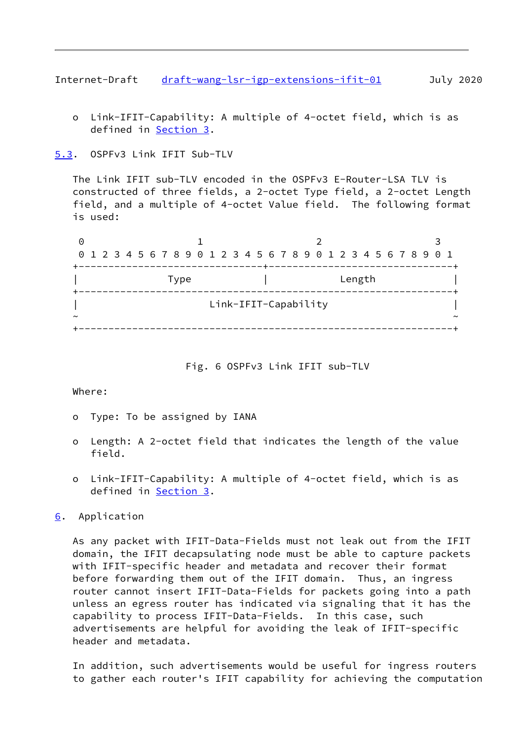o Link-IFIT-Capability: A multiple of 4-octet field, which is as defined in Section 3.

### 5.3. OSPFv3 Link IFIT Sub-TLV

The Link IFIT sub-TLV encoded in the OSPFv3 E-Router-LSA TLV is constructed of three fields, a 2-octet Type field, a 2-octet Length field, and a multiple of 4-octet Value field. The following format is used:

```
 0                   1                   2                   3
 0 1 2 3 4 5 6 7 8 9 0 1 2 3 4 5 6 7 8 9 0 1 2 3 4 5 6 7 8 9 0 1
+-------------------------------+-------------------------------+
|              Type             |             Length            |
+---------------------------------------------------------------+
|                      Link-IFIT-Capability                     |
~                                                               ~
+---------------------------------------------------------------+
```

Fig. 6 OSPFv3 Link IFIT sub-TLV

Where:

o Type: To be assigned by IANA

o Length: A 2-octet field that indicates the length of the value field.

o Link-IFIT-Capability: A multiple of 4-octet field, which is as defined in Section 3.

## 6. Application

As any packet with IFIT-Data-Fields must not leak out from the IFIT domain, the IFIT decapsulating node must be able to capture packets with IFIT-specific header and metadata and recover their format before forwarding them out of the IFIT domain. Thus, an ingress router cannot insert IFIT-Data-Fields for packets going into a path unless an egress router has indicated via signaling that it has the capability to process IFIT-Data-Fields. In this case, such advertisements are helpful for avoiding the leak of IFIT-specific header and metadata.

In addition, such advertisements would be useful for ingress routers to gather each router's IFIT capability for achieving the computation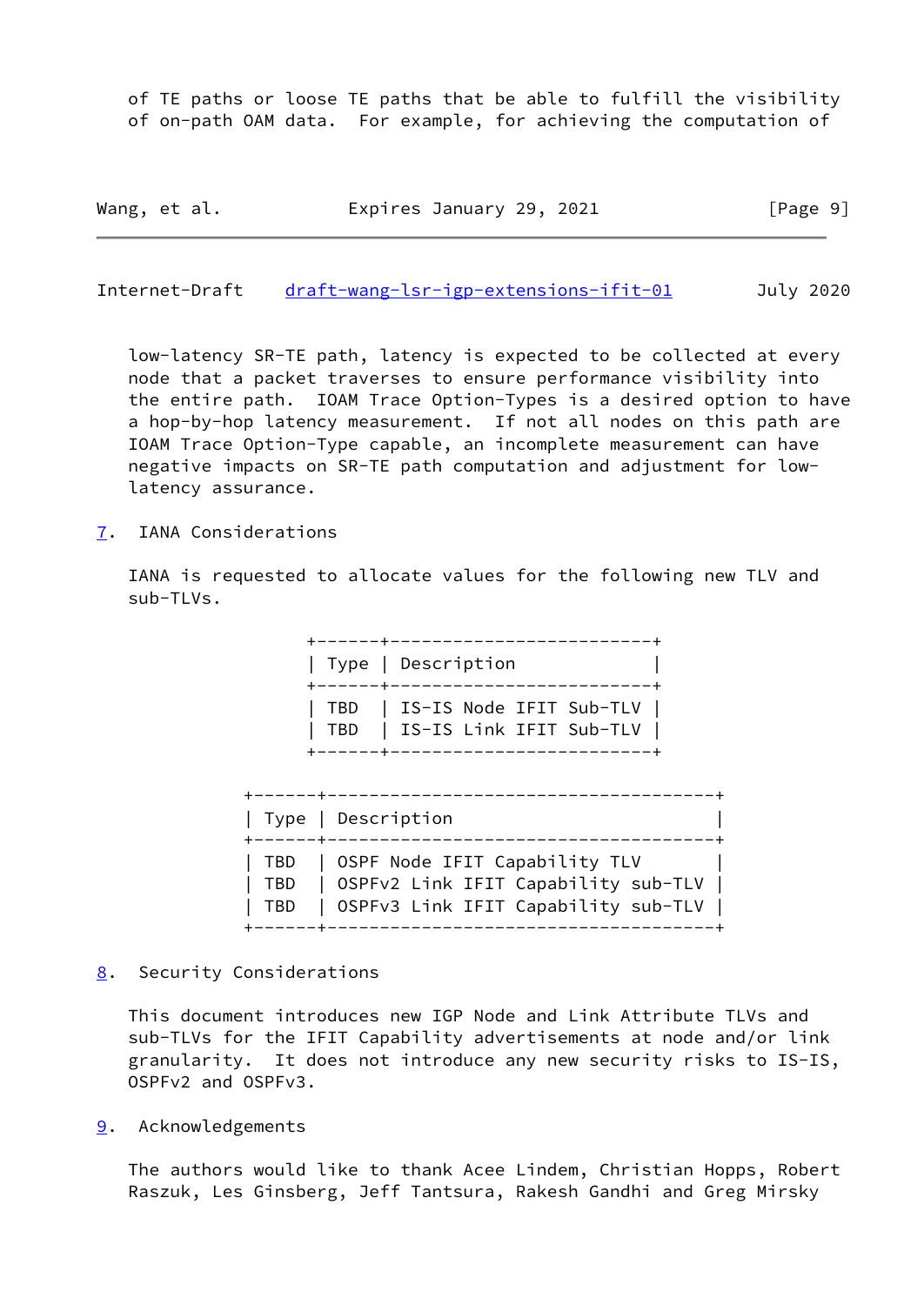of TE paths or loose TE paths that be able to fulfill the visibility of on-path OAM data. For example, for achieving the computation of low-latency SR-TE path, latency is expected to be collected at every node that a packet traverses to ensure performance visibility into the entire path. IOAM Trace Option-Types is a desired option to have a hop-by-hop latency measurement. If not all nodes on this path are IOAM Trace Option-Type capable, an incomplete measurement can have negative impacts on SR-TE path computation and adjustment for low-latency assurance.

## 7. IANA Considerations

IANA is requested to allocate values for the following new TLV and sub-TLVs.

| Type | Description |
|---|---|
| TBD | IS-IS Node IFIT Sub-TLV |
| TBD | IS-IS Link IFIT Sub-TLV |

| Type | Description |
|---|---|
| TBD | OSPF Node IFIT Capability TLV |
| TBD | OSPFv2 Link IFIT Capability sub-TLV |
| TBD | OSPFv3 Link IFIT Capability sub-TLV |

## 8. Security Considerations

This document introduces new IGP Node and Link Attribute TLVs and sub-TLVs for the IFIT Capability advertisements at node and/or link granularity. It does not introduce any new security risks to IS-IS, OSPFv2 and OSPFv3.

## 9. Acknowledgements

The authors would like to thank Acee Lindem, Christian Hopps, Robert Raszuk, Les Ginsberg, Jeff Tantsura, Rakesh Gandhi and Greg Mirsky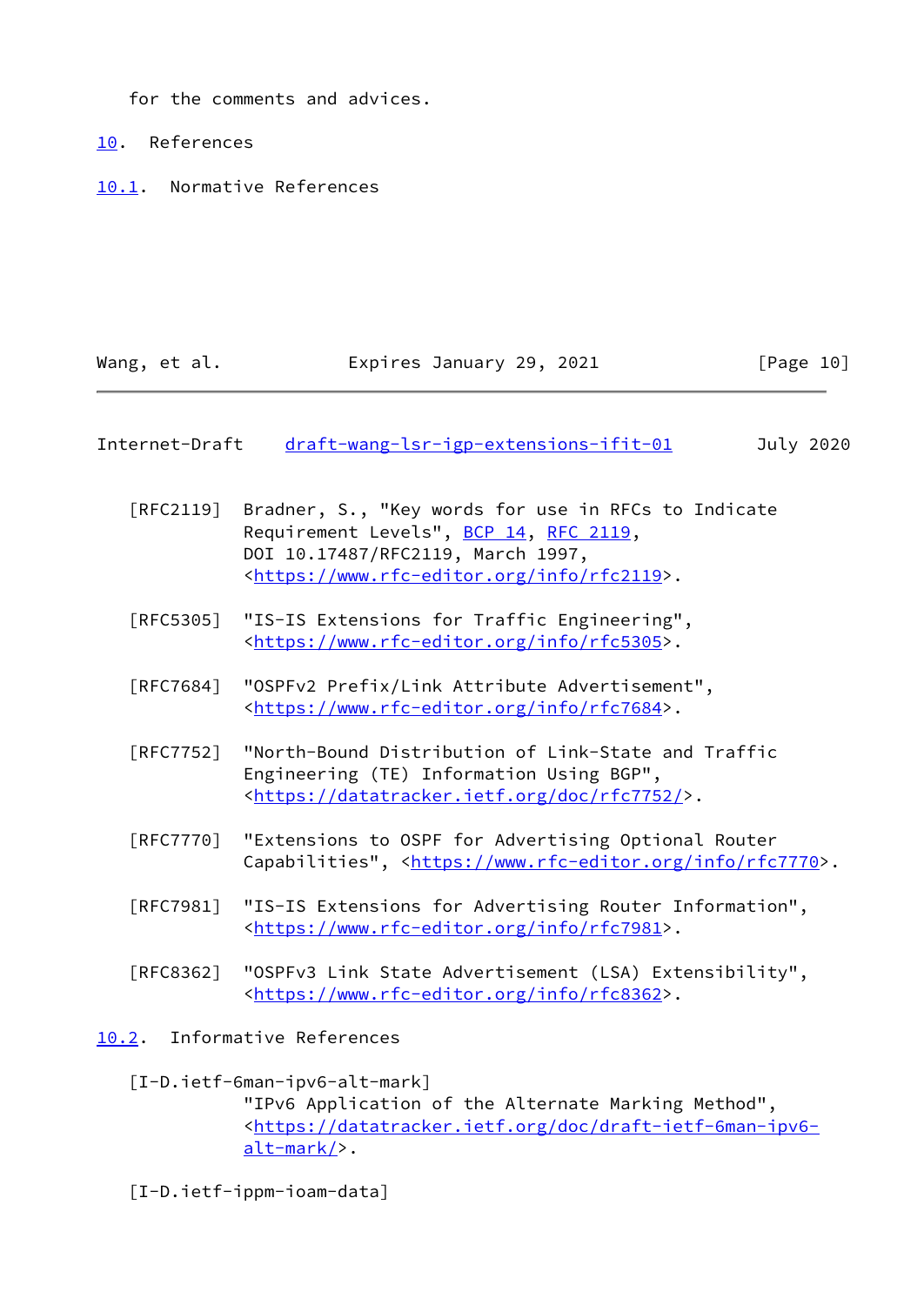for the comments and advices.

# 10. References

## 10.1. Normative References

[RFC2119] Bradner, S., "Key words for use in RFCs to Indicate Requirement Levels", BCP 14, RFC 2119, DOI 10.17487/RFC2119, March 1997, <https://www.rfc-editor.org/info/rfc2119>.

[RFC5305] "IS-IS Extensions for Traffic Engineering", <https://www.rfc-editor.org/info/rfc5305>.

[RFC7684] "OSPFv2 Prefix/Link Attribute Advertisement", <https://www.rfc-editor.org/info/rfc7684>.

[RFC7752] "North-Bound Distribution of Link-State and Traffic Engineering (TE) Information Using BGP", <https://datatracker.ietf.org/doc/rfc7752/>.

[RFC7770] "Extensions to OSPF for Advertising Optional Router Capabilities", <https://www.rfc-editor.org/info/rfc7770>.

[RFC7981] "IS-IS Extensions for Advertising Router Information", <https://www.rfc-editor.org/info/rfc7981>.

[RFC8362] "OSPFv3 Link State Advertisement (LSA) Extensibility", <https://www.rfc-editor.org/info/rfc8362>.

## 10.2. Informative References

[I-D.ietf-6man-ipv6-alt-mark]
"IPv6 Application of the Alternate Marking Method", <https://datatracker.ietf.org/doc/draft-ietf-6man-ipv6-alt-mark/>.

[I-D.ietf-ippm-ioam-data]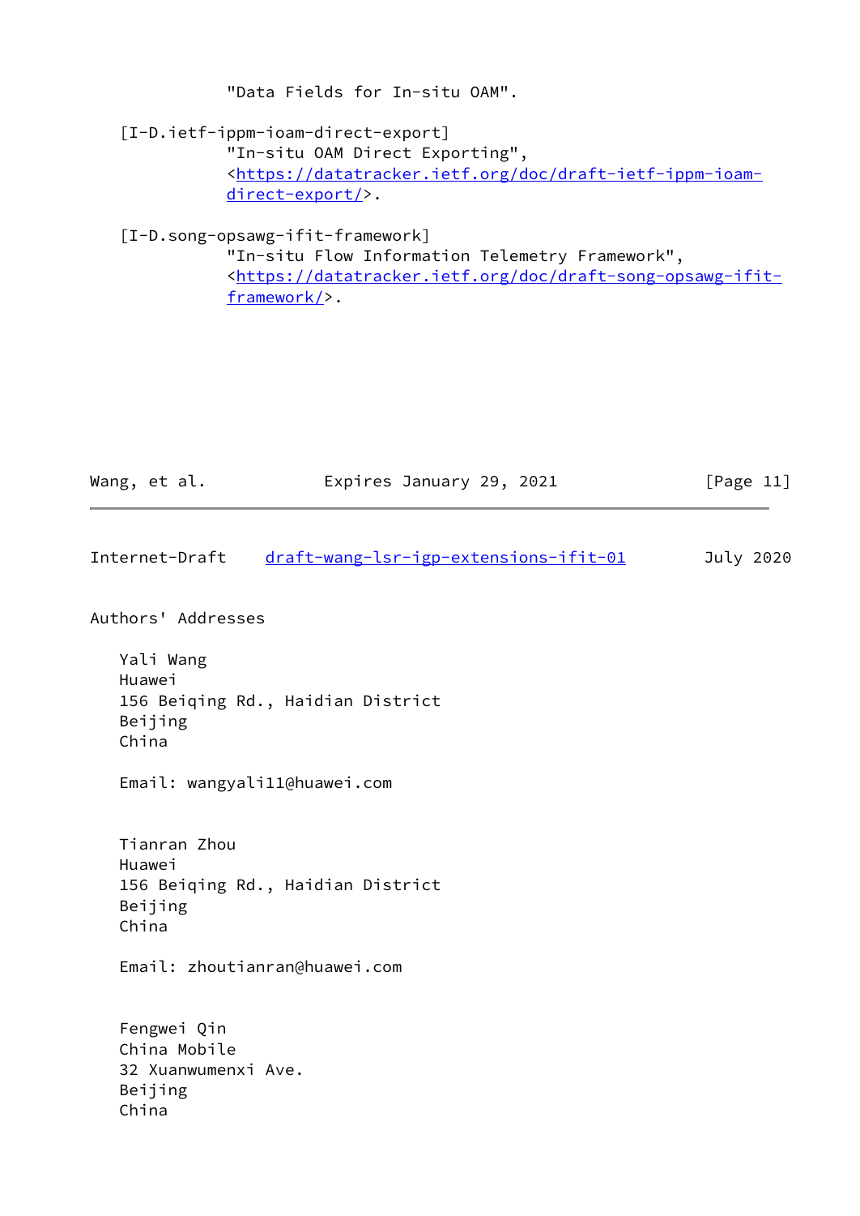"Data Fields for In-situ OAM".

[I-D.ietf-ippm-ioam-direct-export]
"In-situ OAM Direct Exporting",
<https://datatracker.ietf.org/doc/draft-ietf-ippm-ioam-direct-export/>.

[I-D.song-opsawg-ifit-framework]
"In-situ Flow Information Telemetry Framework",
<https://datatracker.ietf.org/doc/draft-song-opsawg-ifit-framework/>.

## Authors' Addresses

Yali Wang
Huawei
156 Beiqing Rd., Haidian District
Beijing
China

Email: wangyali11@huawei.com

Tianran Zhou
Huawei
156 Beiqing Rd., Haidian District
Beijing
China

Email: zhoutianran@huawei.com

Fengwei Qin
China Mobile
32 Xuanwumenxi Ave.
Beijing
China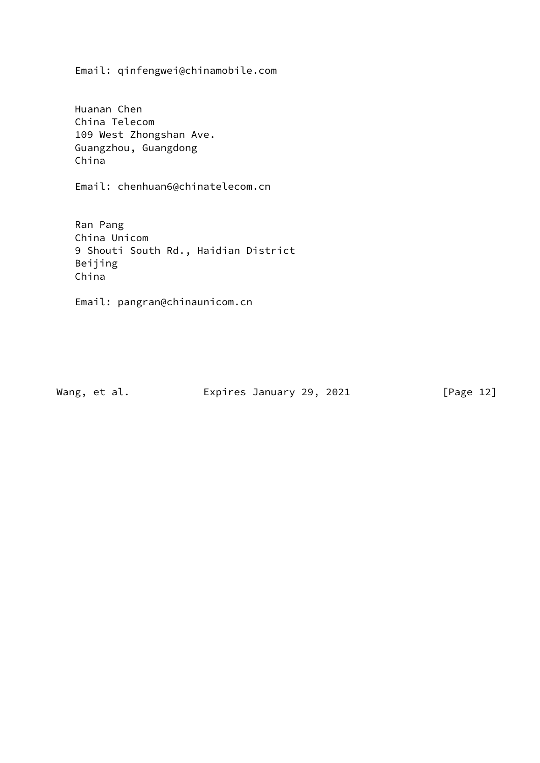Email: qinfengwei@chinamobile.com

Huanan Chen
China Telecom
109 West Zhongshan Ave.
Guangzhou, Guangdong
China

Email: chenhuan6@chinatelecom.cn

Ran Pang
China Unicom
9 Shouti South Rd., Haidian District
Beijing
China

Email: pangran@chinaunicom.cn